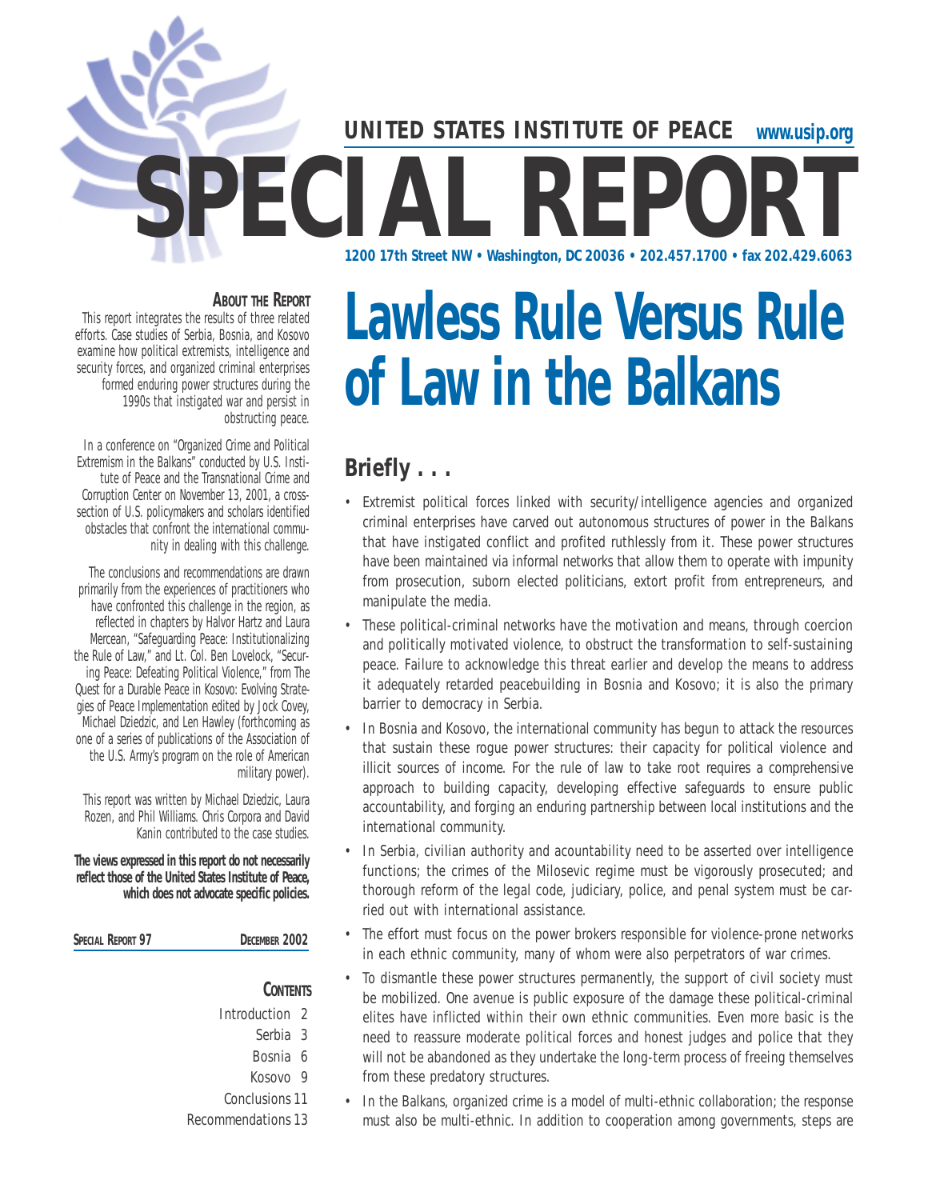UNITED STATES INSTITUTE OF PEACE www.usip.org

# SPECIAL REPORT

1200 17th Street NW • Washington, DC 20036 • 202.457.1700 • fax 202.429.6063

**About the Report**

This report integrates the results of three related efforts. Case studies of Serbia, Bosnia, and Kosovo examine how political extremists, intelligence and security forces, and organized criminal enterprises formed enduring power structures during the 1990s that instigated war and persist in obstructing peace.

In a conference on "Organized Crime and Political Extremism in the Balkans" conducted by U.S. Institute of Peace and the Transnational Crime and Corruption Center on November 13, 2001, a cross-section of U.S. policymakers and scholars identified obstacles that confront the international community in dealing with this challenge.

The conclusions and recommendations are drawn primarily from the experiences of practitioners who have confronted this challenge in the region, as reflected in chapters by Halvor Hartz and Laura Mercean, "Safeguarding Peace: Institutionalizing the Rule of Law," and Lt. Col. Ben Lovelock, "Securing Peace: Defeating Political Violence," from The Quest for a Durable Peace in Kosovo: Evolving Strategies of Peace Implementation edited by Jock Covey, Michael Dziedzic, and Len Hawley (forthcoming as one of a series of publications of the Association of the U.S. Army's program on the role of American military power).

This report was written by Michael Dziedzic, Laura Rozen, and Phil Williams. Chris Corpora and David Kanin contributed to the case studies.

**The views expressed in this report do not necessarily reflect those of the United States Institute of Peace, which does not advocate specific policies.**

**Special Report 97** **December 2002**

**Contents**

- Introduction 2
- Serbia 3
- Bosnia 6
- Kosovo 9
- Conclusions 11
- Recommendations 13

# Lawless Rule Versus Rule of Law in the Balkans

## Briefly . . .

- Extremist political forces linked with security/intelligence agencies and organized criminal enterprises have carved out autonomous structures of power in the Balkans that have instigated conflict and profited ruthlessly from it. These power structures have been maintained via informal networks that allow them to operate with impunity from prosecution, suborn elected politicians, extort profit from entrepreneurs, and manipulate the media.
- These political-criminal networks have the motivation and means, through coercion and politically motivated violence, to obstruct the transformation to self-sustaining peace. Failure to acknowledge this threat earlier and develop the means to address it adequately retarded peacebuilding in Bosnia and Kosovo; it is also the primary barrier to democracy in Serbia.
- In Bosnia and Kosovo, the international community has begun to attack the resources that sustain these rogue power structures: their capacity for political violence and illicit sources of income. For the rule of law to take root requires a comprehensive approach to building capacity, developing effective safeguards to ensure public accountability, and forging an enduring partnership between local institutions and the international community.
- In Serbia, civilian authority and acountability need to be asserted over intelligence functions; the crimes of the Milosevic regime must be vigorously prosecuted; and thorough reform of the legal code, judiciary, police, and penal system must be carried out with international assistance.
- The effort must focus on the power brokers responsible for violence-prone networks in each ethnic community, many of whom were also perpetrators of war crimes.
- To dismantle these power structures permanently, the support of civil society must be mobilized. One avenue is public exposure of the damage these political-criminal elites have inflicted within their own ethnic communities. Even more basic is the need to reassure moderate political forces and honest judges and police that they will not be abandoned as they undertake the long-term process of freeing themselves from these predatory structures.
- In the Balkans, organized crime is a model of multi-ethnic collaboration; the response must also be multi-ethnic. In addition to cooperation among governments, steps are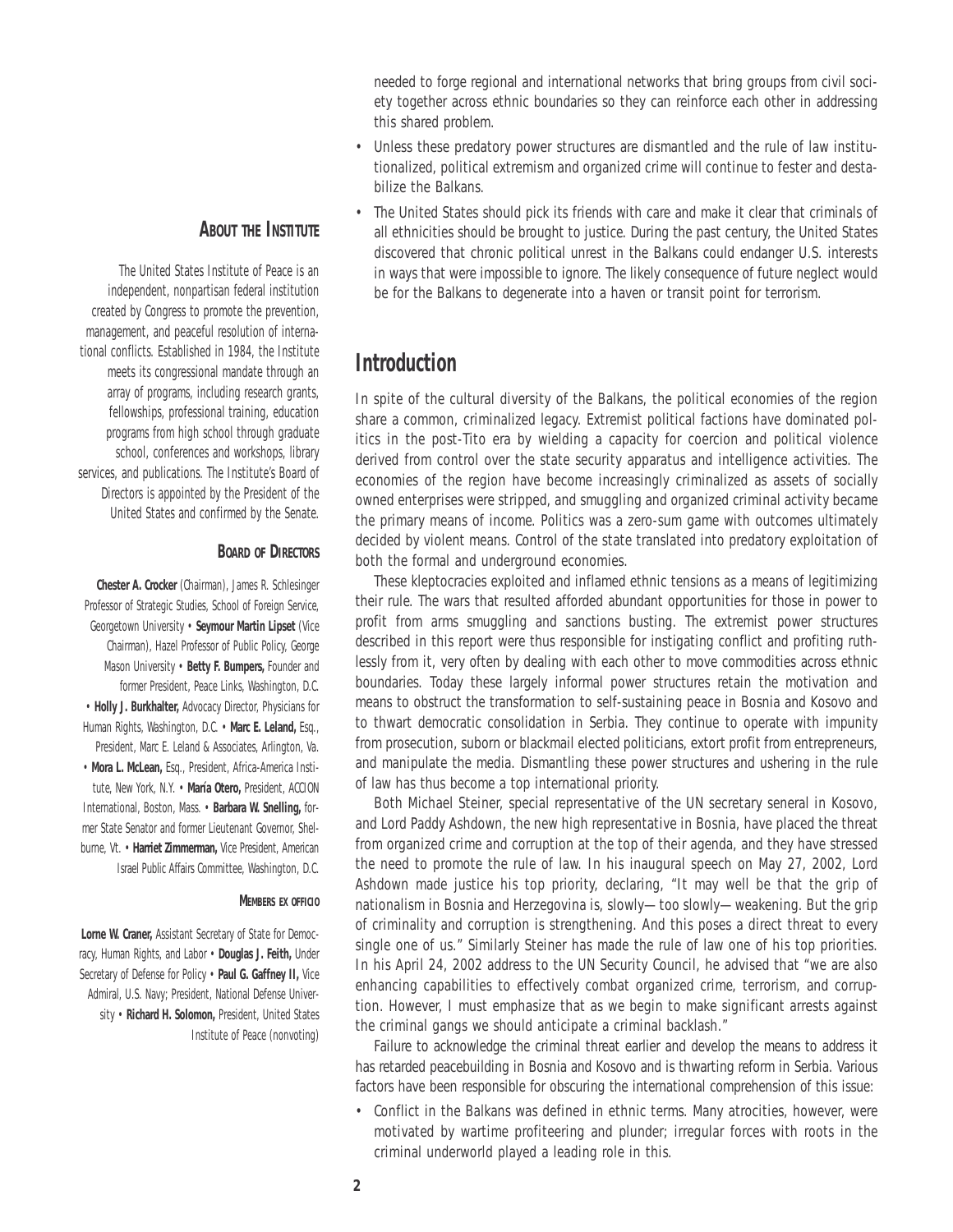needed to forge regional and international networks that bring groups from civil society together across ethnic boundaries so they can reinforce each other in addressing this shared problem.

- Unless these predatory power structures are dismantled and the rule of law institutionalized, political extremism and organized crime will continue to fester and destabilize the Balkans.
- The United States should pick its friends with care and make it clear that criminals of all ethnicities should be brought to justice. During the past century, the United States discovered that chronic political unrest in the Balkans could endanger U.S. interests in ways that were impossible to ignore. The likely consequence of future neglect would be for the Balkans to degenerate into a haven or transit point for terrorism.

### About the Institute

The United States Institute of Peace is an independent, nonpartisan federal institution created by Congress to promote the prevention, management, and peaceful resolution of international conflicts. Established in 1984, the Institute meets its congressional mandate through an array of programs, including research grants, fellowships, professional training, education programs from high school through graduate school, conferences and workshops, library services, and publications. The Institute's Board of Directors is appointed by the President of the United States and confirmed by the Senate.

### Board of Directors

**Chester A. Crocker** (Chairman), James R. Schlesinger Professor of Strategic Studies, School of Foreign Service, Georgetown University • **Seymour Martin Lipset** (Vice Chairman), Hazel Professor of Public Policy, George Mason University • **Betty F. Bumpers,** Founder and former President, Peace Links, Washington, D.C. • **Holly J. Burkhalter,** Advocacy Director, Physicians for Human Rights, Washington, D.C. • **Marc E. Leland,** Esq., President, Marc E. Leland & Associates, Arlington, Va. • **Mora L. McLean,** Esq., President, Africa-America Institute, New York, N.Y. • **María Otero,** President, ACCION International, Boston, Mass. • **Barbara W. Snelling,** former State Senator and former Lieutenant Governor, Shelburne, Vt. • **Harriet Zimmerman,** Vice President, American Israel Public Affairs Committee, Washington, D.C.

#### Members ex officio

**Lorne W. Craner,** Assistant Secretary of State for Democracy, Human Rights, and Labor • **Douglas J. Feith,** Under Secretary of Defense for Policy • **Paul G. Gaffney II,** Vice Admiral, U.S. Navy; President, National Defense University • **Richard H. Solomon,** President, United States Institute of Peace (nonvoting)

## Introduction

In spite of the cultural diversity of the Balkans, the political economies of the region share a common, criminalized legacy. Extremist political factions have dominated politics in the post-Tito era by wielding a capacity for coercion and political violence derived from control over the state security apparatus and intelligence activities. The economies of the region have become increasingly criminalized as assets of socially owned enterprises were stripped, and smuggling and organized criminal activity became the primary means of income. Politics was a zero-sum game with outcomes ultimately decided by violent means. Control of the state translated into predatory exploitation of both the formal and underground economies.

These kleptocracies exploited and inflamed ethnic tensions as a means of legitimizing their rule. The wars that resulted afforded abundant opportunities for those in power to profit from arms smuggling and sanctions busting. The extremist power structures described in this report were thus responsible for instigating conflict and profiting ruthlessly from it, very often by dealing with each other to move commodities across ethnic boundaries. Today these largely informal power structures retain the motivation and means to obstruct the transformation to self-sustaining peace in Bosnia and Kosovo and to thwart democratic consolidation in Serbia. They continue to operate with impunity from prosecution, suborn or blackmail elected politicians, extort profit from entrepreneurs, and manipulate the media. Dismantling these power structures and ushering in the rule of law has thus become a top international priority.

Both Michael Steiner, special representative of the UN secretary seneral in Kosovo, and Lord Paddy Ashdown, the new high representative in Bosnia, have placed the threat from organized crime and corruption at the top of their agenda, and they have stressed the need to promote the rule of law. In his inaugural speech on May 27, 2002, Lord Ashdown made justice his top priority, declaring, "It may well be that the grip of nationalism in Bosnia and Herzegovina is, slowly—too slowly—weakening. But the grip of criminality and corruption is strengthening. And this poses a direct threat to every single one of us." Similarly Steiner has made the rule of law one of his top priorities. In his April 24, 2002 address to the UN Security Council, he advised that "we are also enhancing capabilities to effectively combat organized crime, terrorism, and corruption. However, I must emphasize that as we begin to make significant arrests against the criminal gangs we should anticipate a criminal backlash."

Failure to acknowledge the criminal threat earlier and develop the means to address it has retarded peacebuilding in Bosnia and Kosovo and is thwarting reform in Serbia. Various factors have been responsible for obscuring the international comprehension of this issue:

- Conflict in the Balkans was defined in ethnic terms. Many atrocities, however, were motivated by wartime profiteering and plunder; irregular forces with roots in the criminal underworld played a leading role in this.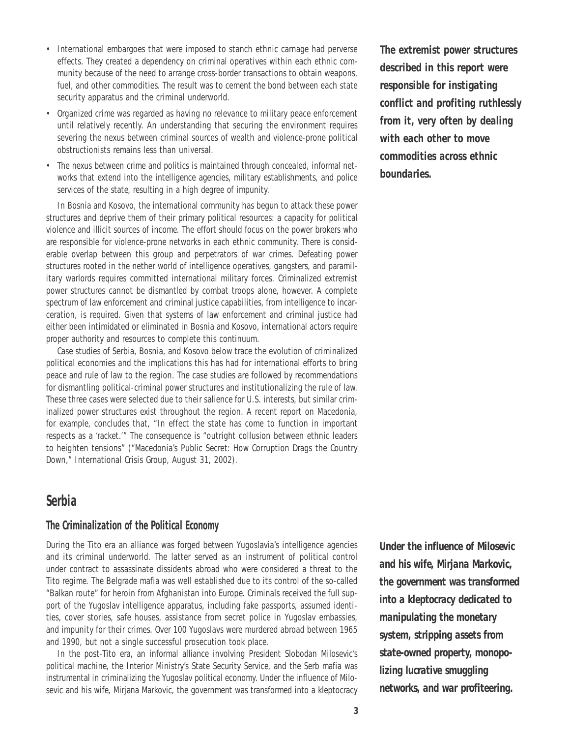- International embargoes that were imposed to stanch ethnic carnage had perverse effects. They created a dependency on criminal operatives within each ethnic community because of the need to arrange cross-border transactions to obtain weapons, fuel, and other commodities. The result was to cement the bond between each state security apparatus and the criminal underworld.
- Organized crime was regarded as having no relevance to military peace enforcement until relatively recently. An understanding that securing the environment requires severing the nexus between criminal sources of wealth and violence-prone political obstructionists remains less than universal.
- The nexus between crime and politics is maintained through concealed, informal networks that extend into the intelligence agencies, military establishments, and police services of the state, resulting in a high degree of impunity.

***The extremist power structures described in this report were responsible for instigating conflict and profiting ruthlessly from it, very often by dealing with each other to move commodities across ethnic boundaries.***

In Bosnia and Kosovo, the international community has begun to attack these power structures and deprive them of their primary political resources: a capacity for political violence and illicit sources of income. The effort should focus on the power brokers who are responsible for violence-prone networks in each ethnic community. There is considerable overlap between this group and perpetrators of war crimes. Defeating power structures rooted in the nether world of intelligence operatives, gangsters, and paramilitary warlords requires committed international military forces. Criminalized extremist power structures cannot be dismantled by combat troops alone, however. A complete spectrum of law enforcement and criminal justice capabilities, from intelligence to incarceration, is required. Given that systems of law enforcement and criminal justice had either been intimidated or eliminated in Bosnia and Kosovo, international actors require proper authority and resources to complete this continuum.

Case studies of Serbia, Bosnia, and Kosovo below trace the evolution of criminalized political economies and the implications this has had for international efforts to bring peace and rule of law to the region. The case studies are followed by recommendations for dismantling political-criminal power structures and institutionalizing the rule of law. These three cases were selected due to their salience for U.S. interests, but similar criminalized power structures exist throughout the region. A recent report on Macedonia, for example, concludes that, "In effect the state has come to function in important respects as a 'racket.'" The consequence is "outright collusion between ethnic leaders to heighten tensions" ("Macedonia's Public Secret: How Corruption Drags the Country Down," International Crisis Group, August 31, 2002).

## Serbia

### The Criminalization of the Political Economy

During the Tito era an alliance was forged between Yugoslavia's intelligence agencies and its criminal underworld. The latter served as an instrument of political control under contract to assassinate dissidents abroad who were considered a threat to the Tito regime. The Belgrade mafia was well established due to its control of the so-called "Balkan route" for heroin from Afghanistan into Europe. Criminals received the full support of the Yugoslav intelligence apparatus, including fake passports, assumed identities, cover stories, safe houses, assistance from secret police in Yugoslav embassies, and impunity for their crimes. Over 100 Yugoslavs were murdered abroad between 1965 and 1990, but not a single successful prosecution took place.

***Under the influence of Milosevic and his wife, Mirjana Markovic, the government was transformed into a kleptocracy dedicated to manipulating the monetary system, stripping assets from state-owned property, monopolizing lucrative smuggling networks, and war profiteering.***

In the post-Tito era, an informal alliance involving President Slobodan Milosevic's political machine, the Interior Ministry's State Security Service, and the Serb mafia was instrumental in criminalizing the Yugoslav political economy. Under the influence of Milosevic and his wife, Mirjana Markovic, the government was transformed into a kleptocracy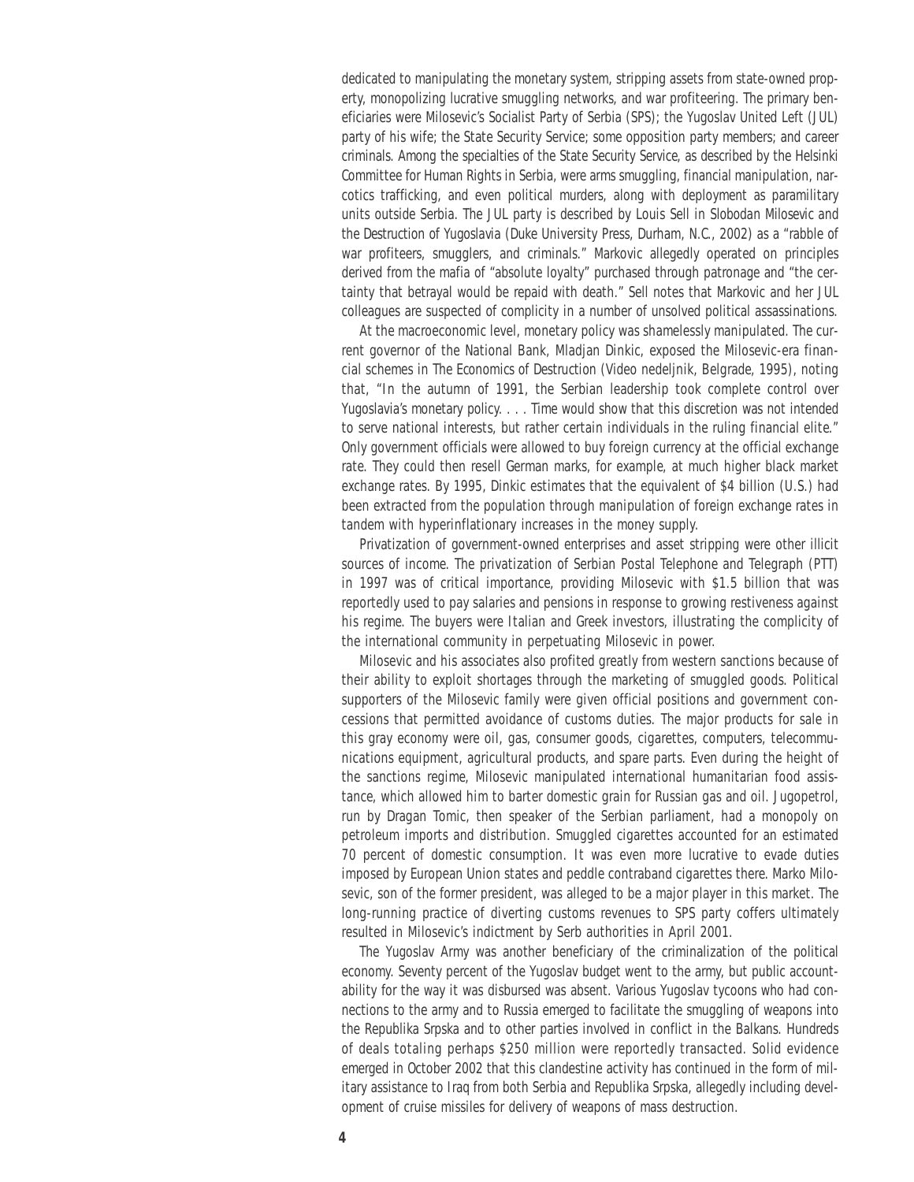dedicated to manipulating the monetary system, stripping assets from state-owned property, monopolizing lucrative smuggling networks, and war profiteering. The primary beneficiaries were Milosevic's Socialist Party of Serbia (SPS); the Yugoslav United Left (JUL) party of his wife; the State Security Service; some opposition party members; and career criminals. Among the specialties of the State Security Service, as described by the Helsinki Committee for Human Rights in Serbia, were arms smuggling, financial manipulation, narcotics trafficking, and even political murders, along with deployment as paramilitary units outside Serbia. The JUL party is described by Louis Sell in *Slobodan Milosevic and the Destruction of Yugoslavia* (Duke University Press, Durham, N.C., 2002) as a "rabble of war profiteers, smugglers, and criminals." Markovic allegedly operated on principles derived from the mafia of "absolute loyalty" purchased through patronage and "the certainty that betrayal would be repaid with death." Sell notes that Markovic and her JUL colleagues are suspected of complicity in a number of unsolved political assassinations.

At the macroeconomic level, monetary policy was shamelessly manipulated. The current governor of the National Bank, Mladjan Dinkic, exposed the Milosevic-era financial schemes in *The Economics of Destruction* (Video nedeljnik, Belgrade, 1995), noting that, "In the autumn of 1991, the Serbian leadership took complete control over Yugoslavia's monetary policy. . . . Time would show that this discretion was not intended to serve national interests, but rather certain individuals in the ruling financial elite." Only government officials were allowed to buy foreign currency at the official exchange rate. They could then resell German marks, for example, at much higher black market exchange rates. By 1995, Dinkic estimates that the equivalent of $4 billion (U.S.) had been extracted from the population through manipulation of foreign exchange rates in tandem with hyperinflationary increases in the money supply.

Privatization of government-owned enterprises and asset stripping were other illicit sources of income. The privatization of Serbian Postal Telephone and Telegraph (PTT) in 1997 was of critical importance, providing Milosevic with $1.5 billion that was reportedly used to pay salaries and pensions in response to growing restiveness against his regime. The buyers were Italian and Greek investors, illustrating the complicity of the international community in perpetuating Milosevic in power.

Milosevic and his associates also profited greatly from western sanctions because of their ability to exploit shortages through the marketing of smuggled goods. Political supporters of the Milosevic family were given official positions and government concessions that permitted avoidance of customs duties. The major products for sale in this gray economy were oil, gas, consumer goods, cigarettes, computers, telecommunications equipment, agricultural products, and spare parts. Even during the height of the sanctions regime, Milosevic manipulated international humanitarian food assistance, which allowed him to barter domestic grain for Russian gas and oil. Jugopetrol, run by Dragan Tomic, then speaker of the Serbian parliament, had a monopoly on petroleum imports and distribution. Smuggled cigarettes accounted for an estimated 70 percent of domestic consumption. It was even more lucrative to evade duties imposed by European Union states and peddle contraband cigarettes there. Marko Milosevic, son of the former president, was alleged to be a major player in this market. The long-running practice of diverting customs revenues to SPS party coffers ultimately resulted in Milosevic's indictment by Serb authorities in April 2001.

The Yugoslav Army was another beneficiary of the criminalization of the political economy. Seventy percent of the Yugoslav budget went to the army, but public accountability for the way it was disbursed was absent. Various Yugoslav tycoons who had connections to the army and to Russia emerged to facilitate the smuggling of weapons into the Republika Srpska and to other parties involved in conflict in the Balkans. Hundreds of deals totaling perhaps $250 million were reportedly transacted. Solid evidence emerged in October 2002 that this clandestine activity has continued in the form of military assistance to Iraq from both Serbia and Republika Srpska, allegedly including development of cruise missiles for delivery of weapons of mass destruction.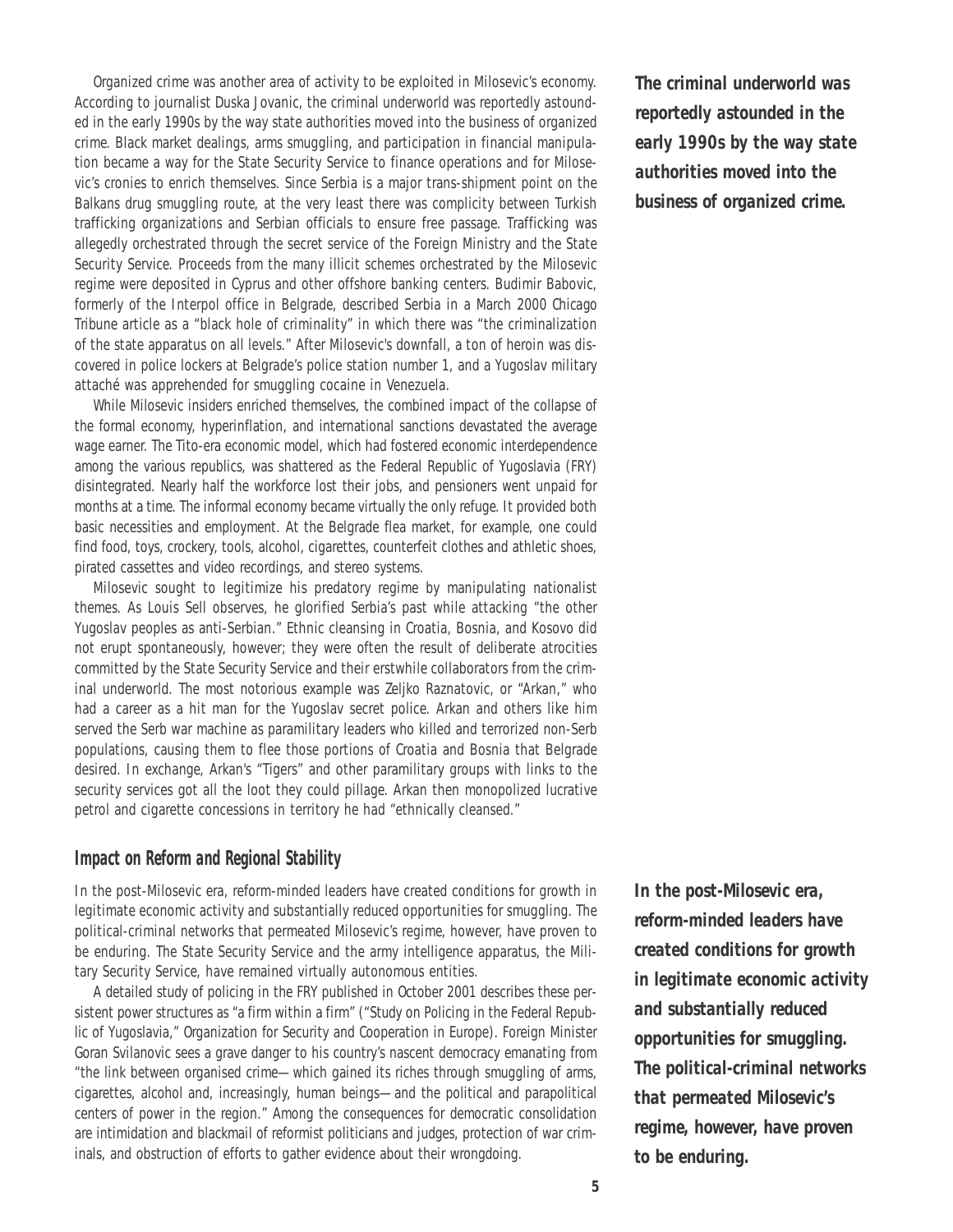Organized crime was another area of activity to be exploited in Milosevic's economy. According to journalist Duska Jovanic, the criminal underworld was reportedly astounded in the early 1990s by the way state authorities moved into the business of organized crime. Black market dealings, arms smuggling, and participation in financial manipulation became a way for the State Security Service to finance operations and for Milosevic's cronies to enrich themselves. Since Serbia is a major trans-shipment point on the Balkans drug smuggling route, at the very least there was complicity between Turkish trafficking organizations and Serbian officials to ensure free passage. Trafficking was allegedly orchestrated through the secret service of the Foreign Ministry and the State Security Service. Proceeds from the many illicit schemes orchestrated by the Milosevic regime were deposited in Cyprus and other offshore banking centers. Budimir Babovic, formerly of the Interpol office in Belgrade, described Serbia in a March 2000 *Chicago Tribune* article as a "black hole of criminality" in which there was "the criminalization of the state apparatus on all levels." After Milosevic's downfall, a ton of heroin was discovered in police lockers at Belgrade's police station number 1, and a Yugoslav military attaché was apprehended for smuggling cocaine in Venezuela.

***The criminal underworld was reportedly astounded in the early 1990s by the way state authorities moved into the business of organized crime.***

While Milosevic insiders enriched themselves, the combined impact of the collapse of the formal economy, hyperinflation, and international sanctions devastated the average wage earner. The Tito-era economic model, which had fostered economic interdependence among the various republics, was shattered as the Federal Republic of Yugoslavia (FRY) disintegrated. Nearly half the workforce lost their jobs, and pensioners went unpaid for months at a time. The informal economy became virtually the only refuge. It provided both basic necessities and employment. At the Belgrade flea market, for example, one could find food, toys, crockery, tools, alcohol, cigarettes, counterfeit clothes and athletic shoes, pirated cassettes and video recordings, and stereo systems.

Milosevic sought to legitimize his predatory regime by manipulating nationalist themes. As Louis Sell observes, he glorified Serbia's past while attacking "the other Yugoslav peoples as anti-Serbian." Ethnic cleansing in Croatia, Bosnia, and Kosovo did not erupt spontaneously, however; they were often the result of deliberate atrocities committed by the State Security Service and their erstwhile collaborators from the criminal underworld. The most notorious example was Zeljko Raznatovic, or "Arkan," who had a career as a hit man for the Yugoslav secret police. Arkan and others like him served the Serb war machine as paramilitary leaders who killed and terrorized non-Serb populations, causing them to flee those portions of Croatia and Bosnia that Belgrade desired. In exchange, Arkan's "Tigers" and other paramilitary groups with links to the security services got all the loot they could pillage. Arkan then monopolized lucrative petrol and cigarette concessions in territory he had "ethnically cleansed."

## Impact on Reform and Regional Stability

In the post-Milosevic era, reform-minded leaders have created conditions for growth in legitimate economic activity and substantially reduced opportunities for smuggling. The political-criminal networks that permeated Milosevic's regime, however, have proven to be enduring. The State Security Service and the army intelligence apparatus, the Military Security Service, have remained virtually autonomous entities.

***In the post-Milosevic era, reform-minded leaders have created conditions for growth in legitimate economic activity and substantially reduced opportunities for smuggling. The political-criminal networks that permeated Milosevic's regime, however, have proven to be enduring.***

A detailed study of policing in the FRY published in October 2001 describes these persistent power structures as "a firm within a firm" ("Study on Policing in the Federal Republic of Yugoslavia," Organization for Security and Cooperation in Europe). Foreign Minister Goran Svilanovic sees a grave danger to his country's nascent democracy emanating from "the link between organised crime—which gained its riches through smuggling of arms, cigarettes, alcohol and, increasingly, human beings—and the political and parapolitical centers of power in the region." Among the consequences for democratic consolidation are intimidation and blackmail of reformist politicians and judges, protection of war criminals, and obstruction of efforts to gather evidence about their wrongdoing.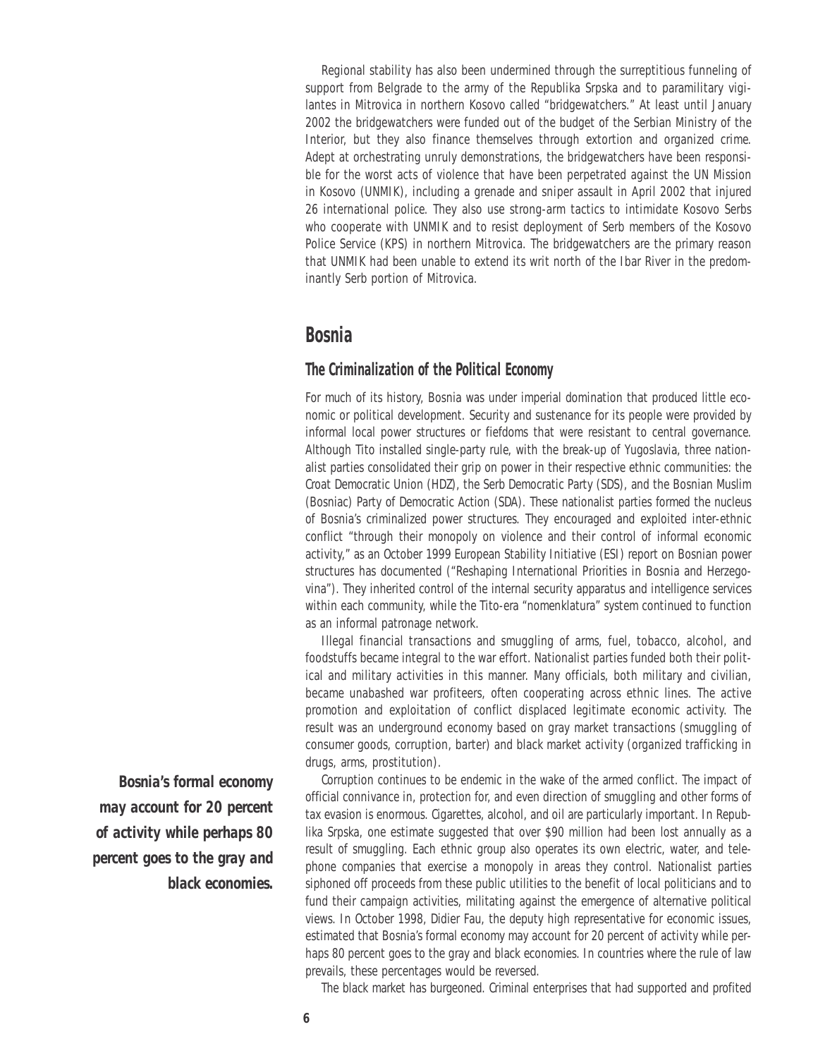Regional stability has also been undermined through the surreptitious funneling of support from Belgrade to the army of the Republika Srpska and to paramilitary vigilantes in Mitrovica in northern Kosovo called "bridgewatchers." At least until January 2002 the bridgewatchers were funded out of the budget of the Serbian Ministry of the Interior, but they also finance themselves through extortion and organized crime. Adept at orchestrating unruly demonstrations, the bridgewatchers have been responsible for the worst acts of violence that have been perpetrated against the UN Mission in Kosovo (UNMIK), including a grenade and sniper assault in April 2002 that injured 26 international police. They also use strong-arm tactics to intimidate Kosovo Serbs who cooperate with UNMIK and to resist deployment of Serb members of the Kosovo Police Service (KPS) in northern Mitrovica. The bridgewatchers are the primary reason that UNMIK had been unable to extend its writ north of the Ibar River in the predominantly Serb portion of Mitrovica.

## Bosnia

### The Criminalization of the Political Economy

For much of its history, Bosnia was under imperial domination that produced little economic or political development. Security and sustenance for its people were provided by informal local power structures or fiefdoms that were resistant to central governance. Although Tito installed single-party rule, with the break-up of Yugoslavia, three nationalist parties consolidated their grip on power in their respective ethnic communities: the Croat Democratic Union (HDZ), the Serb Democratic Party (SDS), and the Bosnian Muslim (Bosniac) Party of Democratic Action (SDA). These nationalist parties formed the nucleus of Bosnia's criminalized power structures. They encouraged and exploited inter-ethnic conflict "through their monopoly on violence and their control of informal economic activity," as an October 1999 European Stability Initiative (ESI) report on Bosnian power structures has documented ("Reshaping International Priorities in Bosnia and Herzegovina"). They inherited control of the internal security apparatus and intelligence services within each community, while the Tito-era "nomenklatura" system continued to function as an informal patronage network.

Illegal financial transactions and smuggling of arms, fuel, tobacco, alcohol, and foodstuffs became integral to the war effort. Nationalist parties funded both their political and military activities in this manner. Many officials, both military and civilian, became unabashed war profiteers, often cooperating across ethnic lines. The active promotion and exploitation of conflict displaced legitimate economic activity. The result was an underground economy based on gray market transactions (smuggling of consumer goods, corruption, barter) and black market activity (organized trafficking in drugs, arms, prostitution).

**Bosnia's formal economy may account for 20 percent of activity while perhaps 80 percent goes to the gray and black economies.**

Corruption continues to be endemic in the wake of the armed conflict. The impact of official connivance in, protection for, and even direction of smuggling and other forms of tax evasion is enormous. Cigarettes, alcohol, and oil are particularly important. In Republika Srpska, one estimate suggested that over $90 million had been lost annually as a result of smuggling. Each ethnic group also operates its own electric, water, and telephone companies that exercise a monopoly in areas they control. Nationalist parties siphoned off proceeds from these public utilities to the benefit of local politicians and to fund their campaign activities, militating against the emergence of alternative political views. In October 1998, Didier Fau, the deputy high representative for economic issues, estimated that Bosnia's formal economy may account for 20 percent of activity while perhaps 80 percent goes to the gray and black economies. In countries where the rule of law prevails, these percentages would be reversed.

The black market has burgeoned. Criminal enterprises that had supported and profited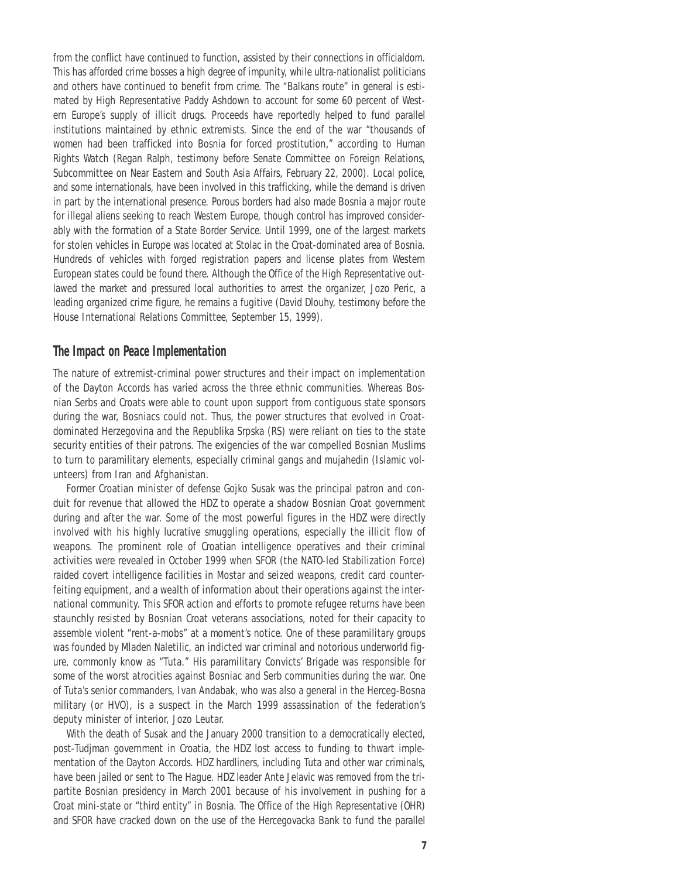from the conflict have continued to function, assisted by their connections in officialdom. This has afforded crime bosses a high degree of impunity, while ultra-nationalist politicians and others have continued to benefit from crime. The "Balkans route" in general is estimated by High Representative Paddy Ashdown to account for some 60 percent of Western Europe's supply of illicit drugs. Proceeds have reportedly helped to fund parallel institutions maintained by ethnic extremists. Since the end of the war "thousands of women had been trafficked into Bosnia for forced prostitution," according to Human Rights Watch (Regan Ralph, testimony before Senate Committee on Foreign Relations, Subcommittee on Near Eastern and South Asia Affairs, February 22, 2000). Local police, and some internationals, have been involved in this trafficking, while the demand is driven in part by the international presence. Porous borders had also made Bosnia a major route for illegal aliens seeking to reach Western Europe, though control has improved considerably with the formation of a State Border Service. Until 1999, one of the largest markets for stolen vehicles in Europe was located at Stolac in the Croat-dominated area of Bosnia. Hundreds of vehicles with forged registration papers and license plates from Western European states could be found there. Although the Office of the High Representative outlawed the market and pressured local authorities to arrest the organizer, Jozo Peric, a leading organized crime figure, he remains a fugitive (David Dlouhy, testimony before the House International Relations Committee, September 15, 1999).

## The Impact on Peace Implementation

The nature of extremist-criminal power structures and their impact on implementation of the Dayton Accords has varied across the three ethnic communities. Whereas Bosnian Serbs and Croats were able to count upon support from contiguous state sponsors during the war, Bosniacs could not. Thus, the power structures that evolved in Croat-dominated Herzegovina and the Republika Srpska (RS) were reliant on ties to the state security entities of their patrons. The exigencies of the war compelled Bosnian Muslims to turn to paramilitary elements, especially criminal gangs and mujahedin (Islamic volunteers) from Iran and Afghanistan.

Former Croatian minister of defense Gojko Susak was the principal patron and conduit for revenue that allowed the HDZ to operate a shadow Bosnian Croat government during and after the war. Some of the most powerful figures in the HDZ were directly involved with his highly lucrative smuggling operations, especially the illicit flow of weapons. The prominent role of Croatian intelligence operatives and their criminal activities were revealed in October 1999 when SFOR (the NATO-led Stabilization Force) raided covert intelligence facilities in Mostar and seized weapons, credit card counterfeiting equipment, and a wealth of information about their operations against the international community. This SFOR action and efforts to promote refugee returns have been staunchly resisted by Bosnian Croat veterans associations, noted for their capacity to assemble violent "rent-a-mobs" at a moment's notice. One of these paramilitary groups was founded by Mladen Naletilic, an indicted war criminal and notorious underworld figure, commonly know as "Tuta." His paramilitary Convicts' Brigade was responsible for some of the worst atrocities against Bosniac and Serb communities during the war. One of Tuta's senior commanders, Ivan Andabak, who was also a general in the Herceg-Bosna military (or HVO), is a suspect in the March 1999 assassination of the federation's deputy minister of interior, Jozo Leutar.

With the death of Susak and the January 2000 transition to a democratically elected, post-Tudjman government in Croatia, the HDZ lost access to funding to thwart implementation of the Dayton Accords. HDZ hardliners, including Tuta and other war criminals, have been jailed or sent to The Hague. HDZ leader Ante Jelavic was removed from the tripartite Bosnian presidency in March 2001 because of his involvement in pushing for a Croat mini-state or "third entity" in Bosnia. The Office of the High Representative (OHR) and SFOR have cracked down on the use of the Hercegovacka Bank to fund the parallel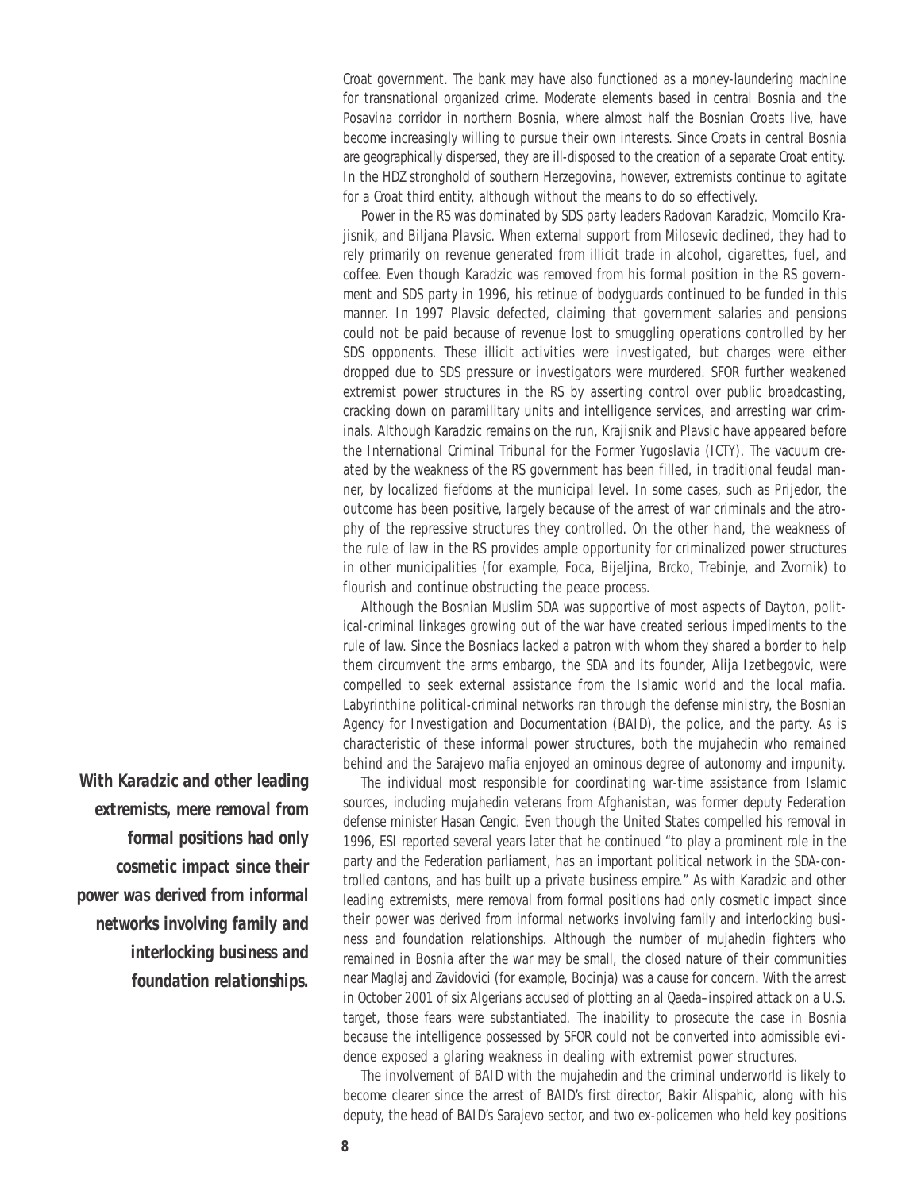Croat government. The bank may have also functioned as a money-laundering machine for transnational organized crime. Moderate elements based in central Bosnia and the Posavina corridor in northern Bosnia, where almost half the Bosnian Croats live, have become increasingly willing to pursue their own interests. Since Croats in central Bosnia are geographically dispersed, they are ill-disposed to the creation of a separate Croat entity. In the HDZ stronghold of southern Herzegovina, however, extremists continue to agitate for a Croat third entity, although without the means to do so effectively.

Power in the RS was dominated by SDS party leaders Radovan Karadzic, Momcilo Krajisnik, and Biljana Plavsic. When external support from Milosevic declined, they had to rely primarily on revenue generated from illicit trade in alcohol, cigarettes, fuel, and coffee. Even though Karadzic was removed from his formal position in the RS government and SDS party in 1996, his retinue of bodyguards continued to be funded in this manner. In 1997 Plavsic defected, claiming that government salaries and pensions could not be paid because of revenue lost to smuggling operations controlled by her SDS opponents. These illicit activities were investigated, but charges were either dropped due to SDS pressure or investigators were murdered. SFOR further weakened extremist power structures in the RS by asserting control over public broadcasting, cracking down on paramilitary units and intelligence services, and arresting war criminals. Although Karadzic remains on the run, Krajisnik and Plavsic have appeared before the International Criminal Tribunal for the Former Yugoslavia (ICTY). The vacuum created by the weakness of the RS government has been filled, in traditional feudal manner, by localized fiefdoms at the municipal level. In some cases, such as Prijedor, the outcome has been positive, largely because of the arrest of war criminals and the atrophy of the repressive structures they controlled. On the other hand, the weakness of the rule of law in the RS provides ample opportunity for criminalized power structures in other municipalities (for example, Foca, Bijeljina, Brcko, Trebinje, and Zvornik) to flourish and continue obstructing the peace process.

Although the Bosnian Muslim SDA was supportive of most aspects of Dayton, political-criminal linkages growing out of the war have created serious impediments to the rule of law. Since the Bosniacs lacked a patron with whom they shared a border to help them circumvent the arms embargo, the SDA and its founder, Alija Izetbegovic, were compelled to seek external assistance from the Islamic world and the local mafia. Labyrinthine political-criminal networks ran through the defense ministry, the Bosnian Agency for Investigation and Documentation (BAID), the police, and the party. As is characteristic of these informal power structures, both the mujahedin who remained behind and the Sarajevo mafia enjoyed an ominous degree of autonomy and impunity.

The individual most responsible for coordinating war-time assistance from Islamic sources, including mujahedin veterans from Afghanistan, was former deputy Federation defense minister Hasan Cengic. Even though the United States compelled his removal in 1996, ESI reported several years later that he continued "to play a prominent role in the party and the Federation parliament, has an important political network in the SDA-controlled cantons, and has built up a private business empire." As with Karadzic and other leading extremists, mere removal from formal positions had only cosmetic impact since their power was derived from informal networks involving family and interlocking business and foundation relationships. Although the number of mujahedin fighters who remained in Bosnia after the war may be small, the closed nature of their communities near Maglaj and Zavidovici (for example, Bocinja) was a cause for concern. With the arrest in October 2001 of six Algerians accused of plotting an al Qaeda–inspired attack on a U.S. target, those fears were substantiated. The inability to prosecute the case in Bosnia because the intelligence possessed by SFOR could not be converted into admissible evidence exposed a glaring weakness in dealing with extremist power structures.

*With Karadzic and other leading extremists, mere removal from formal positions had only cosmetic impact since their power was derived from informal networks involving family and interlocking business and foundation relationships.*

The involvement of BAID with the mujahedin and the criminal underworld is likely to become clearer since the arrest of BAID's first director, Bakir Alispahic, along with his deputy, the head of BAID's Sarajevo sector, and two ex-policemen who held key positions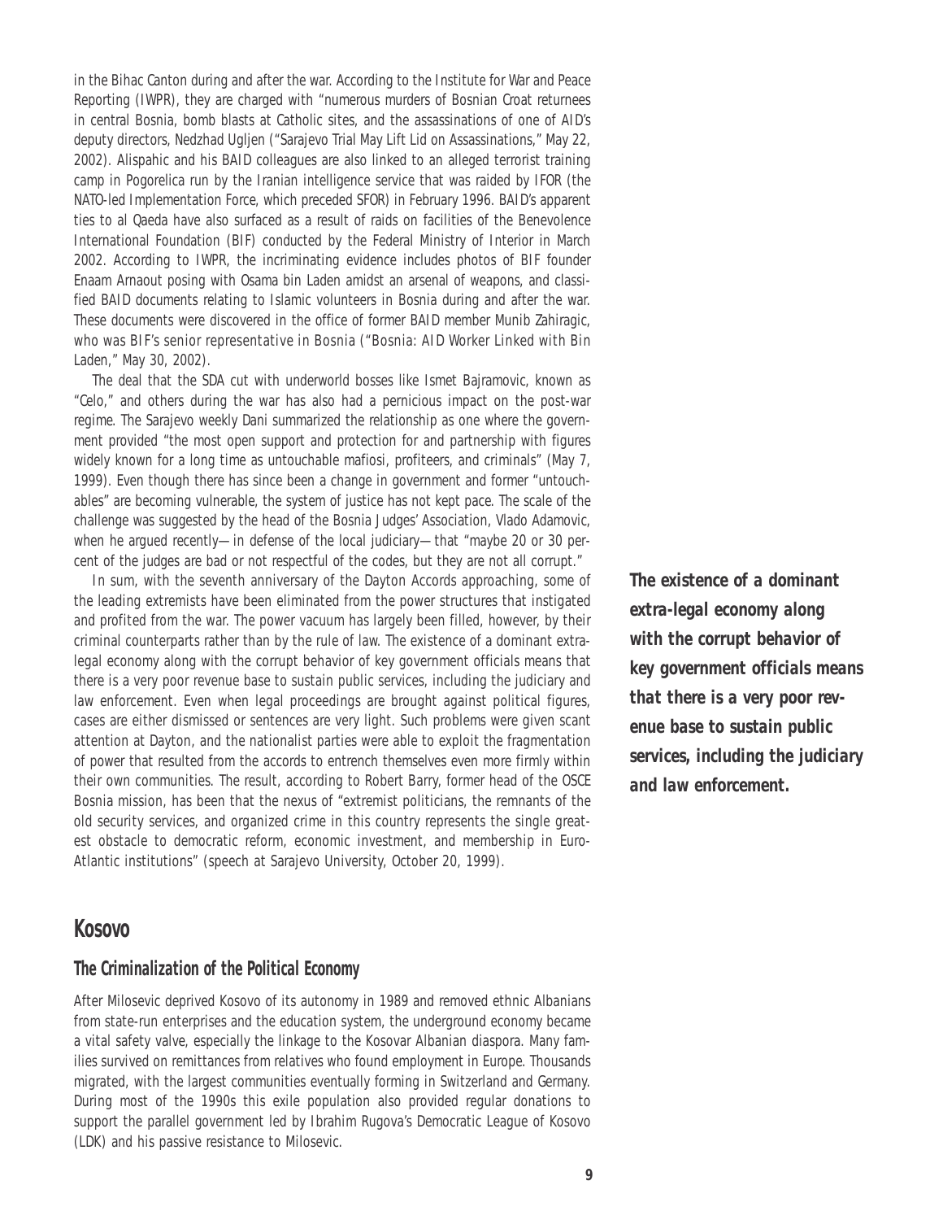in the Bihac Canton during and after the war. According to the Institute for War and Peace Reporting (IWPR), they are charged with "numerous murders of Bosnian Croat returnees in central Bosnia, bomb blasts at Catholic sites, and the assassinations of one of AID's deputy directors, Nedzhad Ugljen ("Sarajevo Trial May Lift Lid on Assassinations," May 22, 2002). Alispahic and his BAID colleagues are also linked to an alleged terrorist training camp in Pogorelica run by the Iranian intelligence service that was raided by IFOR (the NATO-led Implementation Force, which preceded SFOR) in February 1996. BAID's apparent ties to al Qaeda have also surfaced as a result of raids on facilities of the Benevolence International Foundation (BIF) conducted by the Federal Ministry of Interior in March 2002. According to IWPR, the incriminating evidence includes photos of BIF founder Enaam Arnaout posing with Osama bin Laden amidst an arsenal of weapons, and classified BAID documents relating to Islamic volunteers in Bosnia during and after the war. These documents were discovered in the office of former BAID member Munib Zahiragic, who was BIF's senior representative in Bosnia ("Bosnia: AID Worker Linked with Bin Laden," May 30, 2002).

The deal that the SDA cut with underworld bosses like Ismet Bajramovic, known as "Celo," and others during the war has also had a pernicious impact on the post-war regime. The Sarajevo weekly *Dani* summarized the relationship as one where the government provided "the most open support and protection for and partnership with figures widely known for a long time as untouchable mafiosi, profiteers, and criminals" (May 7, 1999). Even though there has since been a change in government and former "untouchables" are becoming vulnerable, the system of justice has not kept pace. The scale of the challenge was suggested by the head of the Bosnia Judges' Association, Vlado Adamovic, when he argued recently—in defense of the local judiciary—that "maybe 20 or 30 percent of the judges are bad or not respectful of the codes, but they are not all corrupt."

In sum, with the seventh anniversary of the Dayton Accords approaching, some of the leading extremists have been eliminated from the power structures that instigated and profited from the war. The power vacuum has largely been filled, however, by their criminal counterparts rather than by the rule of law. The existence of a dominant extra-legal economy along with the corrupt behavior of key government officials means that there is a very poor revenue base to sustain public services, including the judiciary and law enforcement. Even when legal proceedings are brought against political figures, cases are either dismissed or sentences are very light. Such problems were given scant attention at Dayton, and the nationalist parties were able to exploit the fragmentation of power that resulted from the accords to entrench themselves even more firmly within their own communities. The result, according to Robert Barry, former head of the OSCE Bosnia mission, has been that the nexus of "extremist politicians, the remnants of the old security services, and organized crime in this country represents the single greatest obstacle to democratic reform, economic investment, and membership in Euro-Atlantic institutions" (speech at Sarajevo University, October 20, 1999).

***The existence of a dominant extra-legal economy along with the corrupt behavior of key government officials means that there is a very poor revenue base to sustain public services, including the judiciary and law enforcement.***

## Kosovo

### The Criminalization of the Political Economy

After Milosevic deprived Kosovo of its autonomy in 1989 and removed ethnic Albanians from state-run enterprises and the education system, the underground economy became a vital safety valve, especially the linkage to the Kosovar Albanian diaspora. Many families survived on remittances from relatives who found employment in Europe. Thousands migrated, with the largest communities eventually forming in Switzerland and Germany. During most of the 1990s this exile population also provided regular donations to support the parallel government led by Ibrahim Rugova's Democratic League of Kosovo (LDK) and his passive resistance to Milosevic.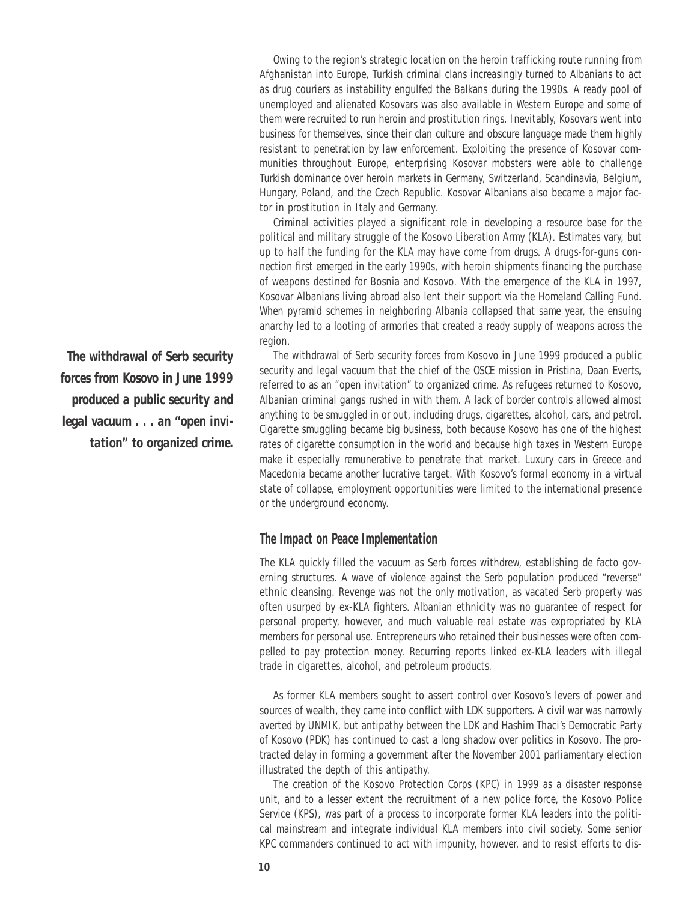Owing to the region's strategic location on the heroin trafficking route running from Afghanistan into Europe, Turkish criminal clans increasingly turned to Albanians to act as drug couriers as instability engulfed the Balkans during the 1990s. A ready pool of unemployed and alienated Kosovars was also available in Western Europe and some of them were recruited to run heroin and prostitution rings. Inevitably, Kosovars went into business for themselves, since their clan culture and obscure language made them highly resistant to penetration by law enforcement. Exploiting the presence of Kosovar communities throughout Europe, enterprising Kosovar mobsters were able to challenge Turkish dominance over heroin markets in Germany, Switzerland, Scandinavia, Belgium, Hungary, Poland, and the Czech Republic. Kosovar Albanians also became a major factor in prostitution in Italy and Germany.

Criminal activities played a significant role in developing a resource base for the political and military struggle of the Kosovo Liberation Army (KLA). Estimates vary, but up to half the funding for the KLA may have come from drugs. A drugs-for-guns connection first emerged in the early 1990s, with heroin shipments financing the purchase of weapons destined for Bosnia and Kosovo. With the emergence of the KLA in 1997, Kosovar Albanians living abroad also lent their support via the Homeland Calling Fund. When pyramid schemes in neighboring Albania collapsed that same year, the ensuing anarchy led to a looting of armories that created a ready supply of weapons across the region.

***The withdrawal of Serb security forces from Kosovo in June 1999 produced a public security and legal vacuum . . . an "open invitation" to organized crime.***

The withdrawal of Serb security forces from Kosovo in June 1999 produced a public security and legal vacuum that the chief of the OSCE mission in Pristina, Daan Everts, referred to as an "open invitation" to organized crime. As refugees returned to Kosovo, Albanian criminal gangs rushed in with them. A lack of border controls allowed almost anything to be smuggled in or out, including drugs, cigarettes, alcohol, cars, and petrol. Cigarette smuggling became big business, both because Kosovo has one of the highest rates of cigarette consumption in the world and because high taxes in Western Europe make it especially remunerative to penetrate that market. Luxury cars in Greece and Macedonia became another lucrative target. With Kosovo's formal economy in a virtual state of collapse, employment opportunities were limited to the international presence or the underground economy.

### The Impact on Peace Implementation

The KLA quickly filled the vacuum as Serb forces withdrew, establishing de facto governing structures. A wave of violence against the Serb population produced "reverse" ethnic cleansing. Revenge was not the only motivation, as vacated Serb property was often usurped by ex-KLA fighters. Albanian ethnicity was no guarantee of respect for personal property, however, and much valuable real estate was expropriated by KLA members for personal use. Entrepreneurs who retained their businesses were often compelled to pay protection money. Recurring reports linked ex-KLA leaders with illegal trade in cigarettes, alcohol, and petroleum products.

As former KLA members sought to assert control over Kosovo's levers of power and sources of wealth, they came into conflict with LDK supporters. A civil war was narrowly averted by UNMIK, but antipathy between the LDK and Hashim Thaci's Democratic Party of Kosovo (PDK) has continued to cast a long shadow over politics in Kosovo. The protracted delay in forming a government after the November 2001 parliamentary election illustrated the depth of this antipathy.

The creation of the Kosovo Protection Corps (KPC) in 1999 as a disaster response unit, and to a lesser extent the recruitment of a new police force, the Kosovo Police Service (KPS), was part of a process to incorporate former KLA leaders into the political mainstream and integrate individual KLA members into civil society. Some senior KPC commanders continued to act with impunity, however, and to resist efforts to dis-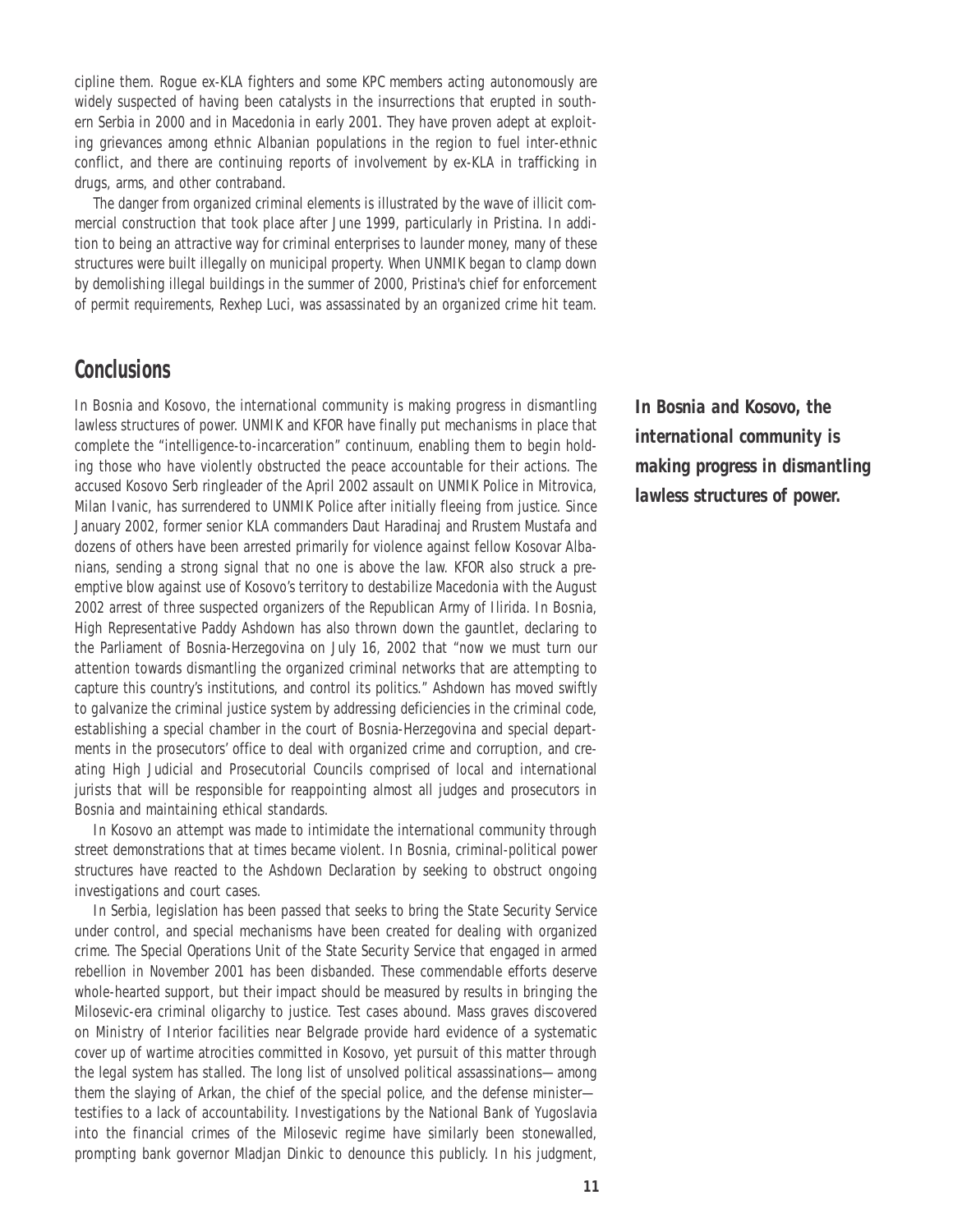cipline them. Rogue ex-KLA fighters and some KPC members acting autonomously are widely suspected of having been catalysts in the insurrections that erupted in southern Serbia in 2000 and in Macedonia in early 2001. They have proven adept at exploiting grievances among ethnic Albanian populations in the region to fuel inter-ethnic conflict, and there are continuing reports of involvement by ex-KLA in trafficking in drugs, arms, and other contraband.

The danger from organized criminal elements is illustrated by the wave of illicit commercial construction that took place after June 1999, particularly in Pristina. In addition to being an attractive way for criminal enterprises to launder money, many of these structures were built illegally on municipal property. When UNMIK began to clamp down by demolishing illegal buildings in the summer of 2000, Pristina's chief for enforcement of permit requirements, Rexhep Luci, was assassinated by an organized crime hit team.

## Conclusions

*In Bosnia and Kosovo, the international community is making progress in dismantling lawless structures of power.*

In Bosnia and Kosovo, the international community is making progress in dismantling lawless structures of power. UNMIK and KFOR have finally put mechanisms in place that complete the "intelligence-to-incarceration" continuum, enabling them to begin holding those who have violently obstructed the peace accountable for their actions. The accused Kosovo Serb ringleader of the April 2002 assault on UNMIK Police in Mitrovica, Milan Ivanic, has surrendered to UNMIK Police after initially fleeing from justice. Since January 2002, former senior KLA commanders Daut Haradinaj and Rrustem Mustafa and dozens of others have been arrested primarily for violence against fellow Kosovar Albanians, sending a strong signal that no one is above the law. KFOR also struck a preemptive blow against use of Kosovo's territory to destabilize Macedonia with the August 2002 arrest of three suspected organizers of the Republican Army of Ilirida. In Bosnia, High Representative Paddy Ashdown has also thrown down the gauntlet, declaring to the Parliament of Bosnia-Herzegovina on July 16, 2002 that "now we must turn our attention towards dismantling the organized criminal networks that are attempting to capture this country's institutions, and control its politics." Ashdown has moved swiftly to galvanize the criminal justice system by addressing deficiencies in the criminal code, establishing a special chamber in the court of Bosnia-Herzegovina and special departments in the prosecutors' office to deal with organized crime and corruption, and creating High Judicial and Prosecutorial Councils comprised of local and international jurists that will be responsible for reappointing almost all judges and prosecutors in Bosnia and maintaining ethical standards.

In Kosovo an attempt was made to intimidate the international community through street demonstrations that at times became violent. In Bosnia, criminal-political power structures have reacted to the Ashdown Declaration by seeking to obstruct ongoing investigations and court cases.

In Serbia, legislation has been passed that seeks to bring the State Security Service under control, and special mechanisms have been created for dealing with organized crime. The Special Operations Unit of the State Security Service that engaged in armed rebellion in November 2001 has been disbanded. These commendable efforts deserve whole-hearted support, but their impact should be measured by results in bringing the Milosevic-era criminal oligarchy to justice. Test cases abound. Mass graves discovered on Ministry of Interior facilities near Belgrade provide hard evidence of a systematic cover up of wartime atrocities committed in Kosovo, yet pursuit of this matter through the legal system has stalled. The long list of unsolved political assassinations—among them the slaying of Arkan, the chief of the special police, and the defense minister—testifies to a lack of accountability. Investigations by the National Bank of Yugoslavia into the financial crimes of the Milosevic regime have similarly been stonewalled, prompting bank governor Mladjan Dinkic to denounce this publicly. In his judgment,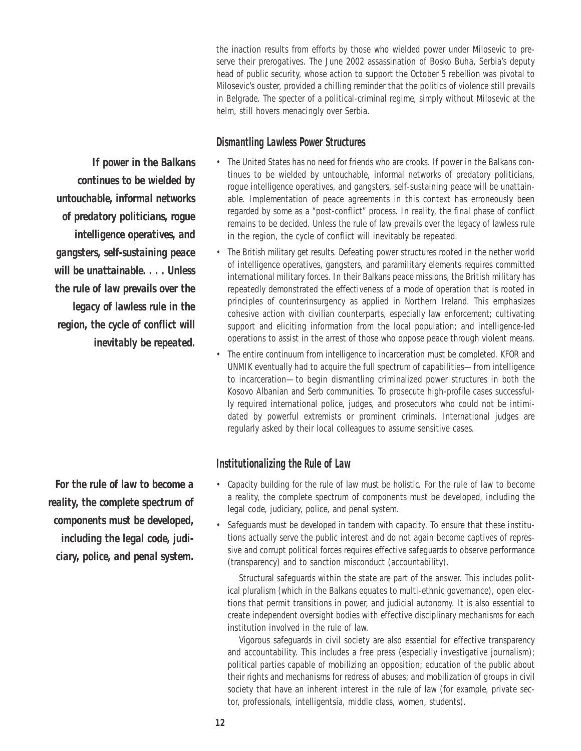the inaction results from efforts by those who wielded power under Milosevic to preserve their prerogatives. The June 2002 assassination of Bosko Buha, Serbia's deputy head of public security, whose action to support the October 5 rebellion was pivotal to Milosevic's ouster, provided a chilling reminder that the politics of violence still prevails in Belgrade. The specter of a political-criminal regime, simply without Milosevic at the helm, still hovers menacingly over Serbia.

### Dismantling Lawless Power Structures

**If power in the Balkans continues to be wielded by untouchable, informal networks of predatory politicians, rogue intelligence operatives, and gangsters, self-sustaining peace will be unattainable. . . . Unless the rule of law prevails over the legacy of lawless rule in the region, the cycle of conflict will inevitably be repeated.**

- The United States has no need for friends who are crooks. If power in the Balkans continues to be wielded by untouchable, informal networks of predatory politicians, rogue intelligence operatives, and gangsters, self-sustaining peace will be unattainable. Implementation of peace agreements in this context has erroneously been regarded by some as a "post-conflict" process. In reality, the final phase of conflict remains to be decided. Unless the rule of law prevails over the legacy of lawless rule in the region, the cycle of conflict will inevitably be repeated.
- The British military get results. Defeating power structures rooted in the nether world of intelligence operatives, gangsters, and paramilitary elements requires committed international military forces. In their Balkans peace missions, the British military has repeatedly demonstrated the effectiveness of a mode of operation that is rooted in principles of counterinsurgency as applied in Northern Ireland. This emphasizes cohesive action with civilian counterparts, especially law enforcement; cultivating support and eliciting information from the local population; and intelligence-led operations to assist in the arrest of those who oppose peace through violent means.
- The entire continuum from intelligence to incarceration must be completed. KFOR and UNMIK eventually had to acquire the full spectrum of capabilities—from intelligence to incarceration—to begin dismantling criminalized power structures in both the Kosovo Albanian and Serb communities. To prosecute high-profile cases successfully required international police, judges, and prosecutors who could not be intimidated by powerful extremists or prominent criminals. International judges are regularly asked by their local colleagues to assume sensitive cases.

### Institutionalizing the Rule of Law

**For the rule of law to become a reality, the complete spectrum of components must be developed, including the legal code, judiciary, police, and penal system.**

- Capacity building for the rule of law must be holistic. For the rule of law to become a reality, the complete spectrum of components must be developed, including the legal code, judiciary, police, and penal system.
- Safeguards must be developed in tandem with capacity. To ensure that these institutions actually serve the public interest and do not again become captives of repressive and corrupt political forces requires effective safeguards to observe performance (transparency) and to sanction misconduct (accountability).

  Structural safeguards within the state are part of the answer. This includes political pluralism (which in the Balkans equates to multi-ethnic governance), open elections that permit transitions in power, and judicial autonomy. It is also essential to create independent oversight bodies with effective disciplinary mechanisms for each institution involved in the rule of law.

  Vigorous safeguards in civil society are also essential for effective transparency and accountability. This includes a free press (especially investigative journalism); political parties capable of mobilizing an opposition; education of the public about their rights and mechanisms for redress of abuses; and mobilization of groups in civil society that have an inherent interest in the rule of law (for example, private sector, professionals, intelligentsia, middle class, women, students).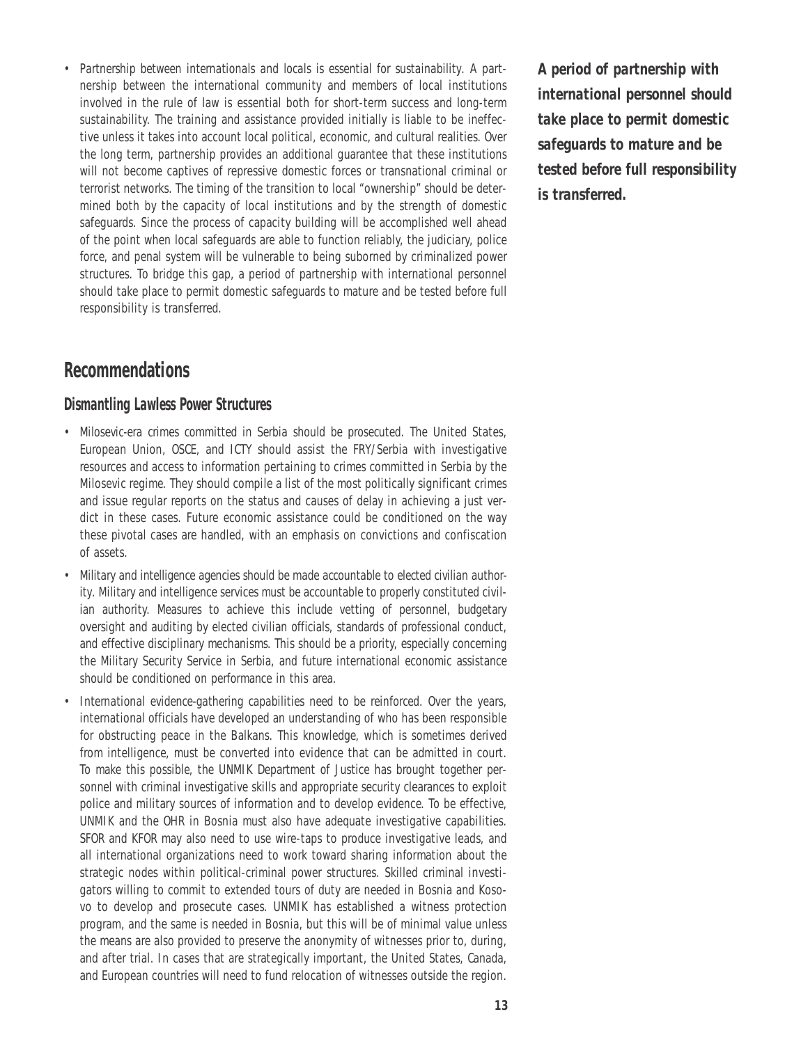- Partnership between internationals and locals is essential for sustainability. A partnership between the international community and members of local institutions involved in the rule of law is essential both for short-term success and long-term sustainability. The training and assistance provided initially is liable to be ineffective unless it takes into account local political, economic, and cultural realities. Over the long term, partnership provides an additional guarantee that these institutions will not become captives of repressive domestic forces or transnational criminal or terrorist networks. The timing of the transition to local "ownership" should be determined both by the capacity of local institutions and by the strength of domestic safeguards. Since the process of capacity building will be accomplished well ahead of the point when local safeguards are able to function reliably, the judiciary, police force, and penal system will be vulnerable to being suborned by criminalized power structures. To bridge this gap, a period of partnership with international personnel should take place to permit domestic safeguards to mature and be tested before full responsibility is transferred.

***A period of partnership with international personnel should take place to permit domestic safeguards to mature and be tested before full responsibility is transferred.***

## Recommendations

### Dismantling Lawless Power Structures

- Milosevic-era crimes committed in Serbia should be prosecuted. The United States, European Union, OSCE, and ICTY should assist the FRY/Serbia with investigative resources and access to information pertaining to crimes committed in Serbia by the Milosevic regime. They should compile a list of the most politically significant crimes and issue regular reports on the status and causes of delay in achieving a just verdict in these cases. Future economic assistance could be conditioned on the way these pivotal cases are handled, with an emphasis on convictions and confiscation of assets.
- Military and intelligence agencies should be made accountable to elected civilian authority. Military and intelligence services must be accountable to properly constituted civilian authority. Measures to achieve this include vetting of personnel, budgetary oversight and auditing by elected civilian officials, standards of professional conduct, and effective disciplinary mechanisms. This should be a priority, especially concerning the Military Security Service in Serbia, and future international economic assistance should be conditioned on performance in this area.
- International evidence-gathering capabilities need to be reinforced. Over the years, international officials have developed an understanding of who has been responsible for obstructing peace in the Balkans. This knowledge, which is sometimes derived from intelligence, must be converted into evidence that can be admitted in court. To make this possible, the UNMIK Department of Justice has brought together personnel with criminal investigative skills and appropriate security clearances to exploit police and military sources of information and to develop evidence. To be effective, UNMIK and the OHR in Bosnia must also have adequate investigative capabilities. SFOR and KFOR may also need to use wire-taps to produce investigative leads, and all international organizations need to work toward sharing information about the strategic nodes within political-criminal power structures. Skilled criminal investigators willing to commit to extended tours of duty are needed in Bosnia and Kosovo to develop and prosecute cases. UNMIK has established a witness protection program, and the same is needed in Bosnia, but this will be of minimal value unless the means are also provided to preserve the anonymity of witnesses prior to, during, and after trial. In cases that are strategically important, the United States, Canada, and European countries will need to fund relocation of witnesses outside the region.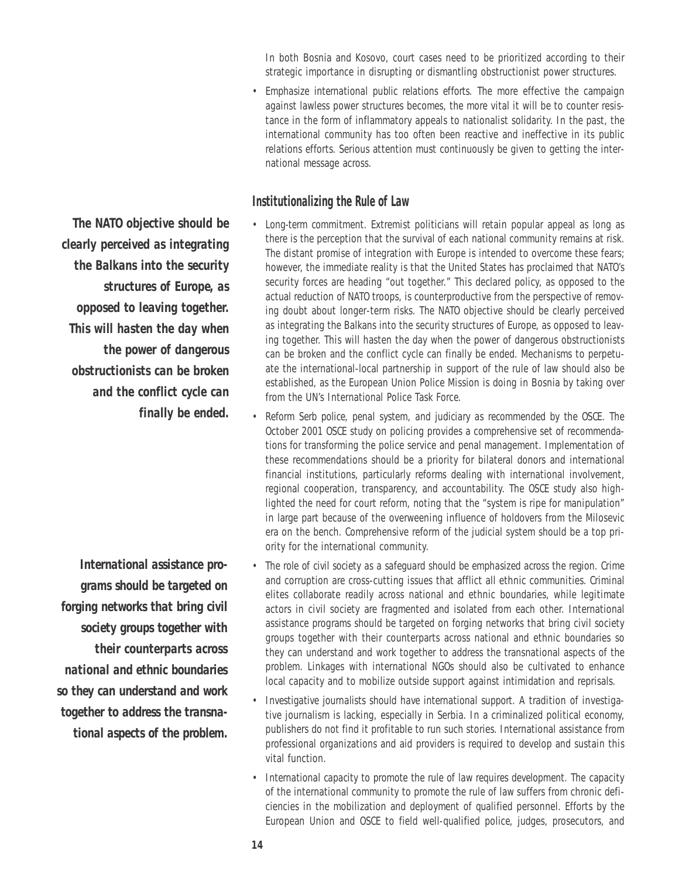In both Bosnia and Kosovo, court cases need to be prioritized according to their strategic importance in disrupting or dismantling obstructionist power structures.

- Emphasize international public relations efforts. The more effective the campaign against lawless power structures becomes, the more vital it will be to counter resistance in the form of inflammatory appeals to nationalist solidarity. In the past, the international community has too often been reactive and ineffective in its public relations efforts. Serious attention must continuously be given to getting the international message across.

### Institutionalizing the Rule of Law

*The NATO objective should be clearly perceived as integrating the Balkans into the security structures of Europe, as opposed to leaving together. This will hasten the day when the power of dangerous obstructionists can be broken and the conflict cycle can finally be ended.*

- Long-term commitment. Extremist politicians will retain popular appeal as long as there is the perception that the survival of each national community remains at risk. The distant promise of integration with Europe is intended to overcome these fears; however, the immediate reality is that the United States has proclaimed that NATO's security forces are heading "out together." This declared policy, as opposed to the actual reduction of NATO troops, is counterproductive from the perspective of removing doubt about longer-term risks. The NATO objective should be clearly perceived as integrating the Balkans into the security structures of Europe, as opposed to leaving together. This will hasten the day when the power of dangerous obstructionists can be broken and the conflict cycle can finally be ended. Mechanisms to perpetuate the international-local partnership in support of the rule of law should also be established, as the European Union Police Mission is doing in Bosnia by taking over from the UN's International Police Task Force.
- Reform Serb police, penal system, and judiciary as recommended by the OSCE. The October 2001 OSCE study on policing provides a comprehensive set of recommendations for transforming the police service and penal management. Implementation of these recommendations should be a priority for bilateral donors and international financial institutions, particularly reforms dealing with international involvement, regional cooperation, transparency, and accountability. The OSCE study also highlighted the need for court reform, noting that the "system is ripe for manipulation" in large part because of the overweening influence of holdovers from the Milosevic era on the bench. Comprehensive reform of the judicial system should be a top priority for the international community.

*International assistance programs should be targeted on forging networks that bring civil society groups together with their counterparts across national and ethnic boundaries so they can understand and work together to address the transnational aspects of the problem.*

- The role of civil society as a safeguard should be emphasized across the region. Crime and corruption are cross-cutting issues that afflict all ethnic communities. Criminal elites collaborate readily across national and ethnic boundaries, while legitimate actors in civil society are fragmented and isolated from each other. International assistance programs should be targeted on forging networks that bring civil society groups together with their counterparts across national and ethnic boundaries so they can understand and work together to address the transnational aspects of the problem. Linkages with international NGOs should also be cultivated to enhance local capacity and to mobilize outside support against intimidation and reprisals.
- Investigative journalists should have international support. A tradition of investigative journalism is lacking, especially in Serbia. In a criminalized political economy, publishers do not find it profitable to run such stories. International assistance from professional organizations and aid providers is required to develop and sustain this vital function.
- International capacity to promote the rule of law requires development. The capacity of the international community to promote the rule of law suffers from chronic deficiencies in the mobilization and deployment of qualified personnel. Efforts by the European Union and OSCE to field well-qualified police, judges, prosecutors, and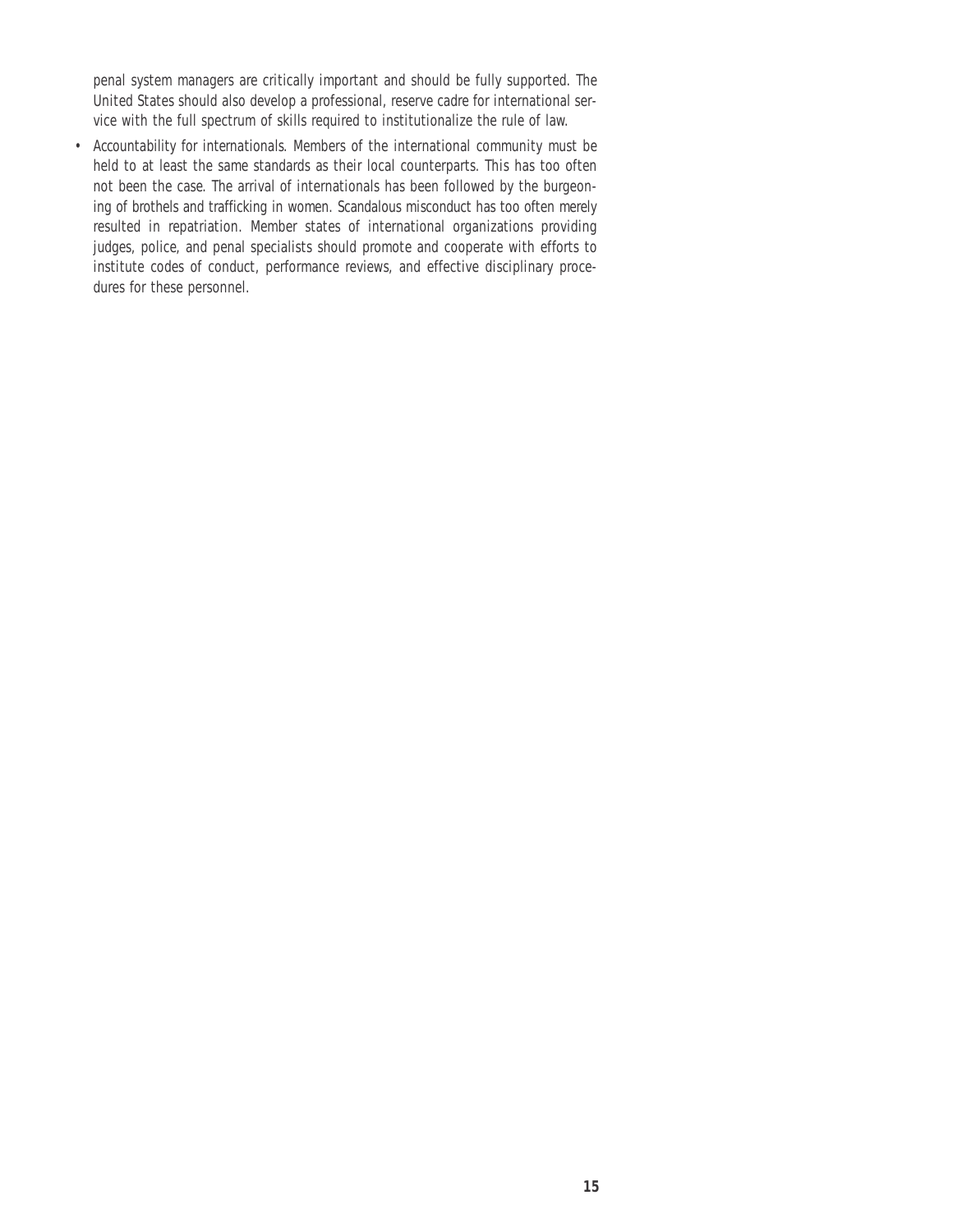penal system managers are critically important and should be fully supported. The United States should also develop a professional, reserve cadre for international service with the full spectrum of skills required to institutionalize the rule of law.

- Accountability for internationals. Members of the international community must be held to at least the same standards as their local counterparts. This has too often not been the case. The arrival of internationals has been followed by the burgeoning of brothels and trafficking in women. Scandalous misconduct has too often merely resulted in repatriation. Member states of international organizations providing judges, police, and penal specialists should promote and cooperate with efforts to institute codes of conduct, performance reviews, and effective disciplinary procedures for these personnel.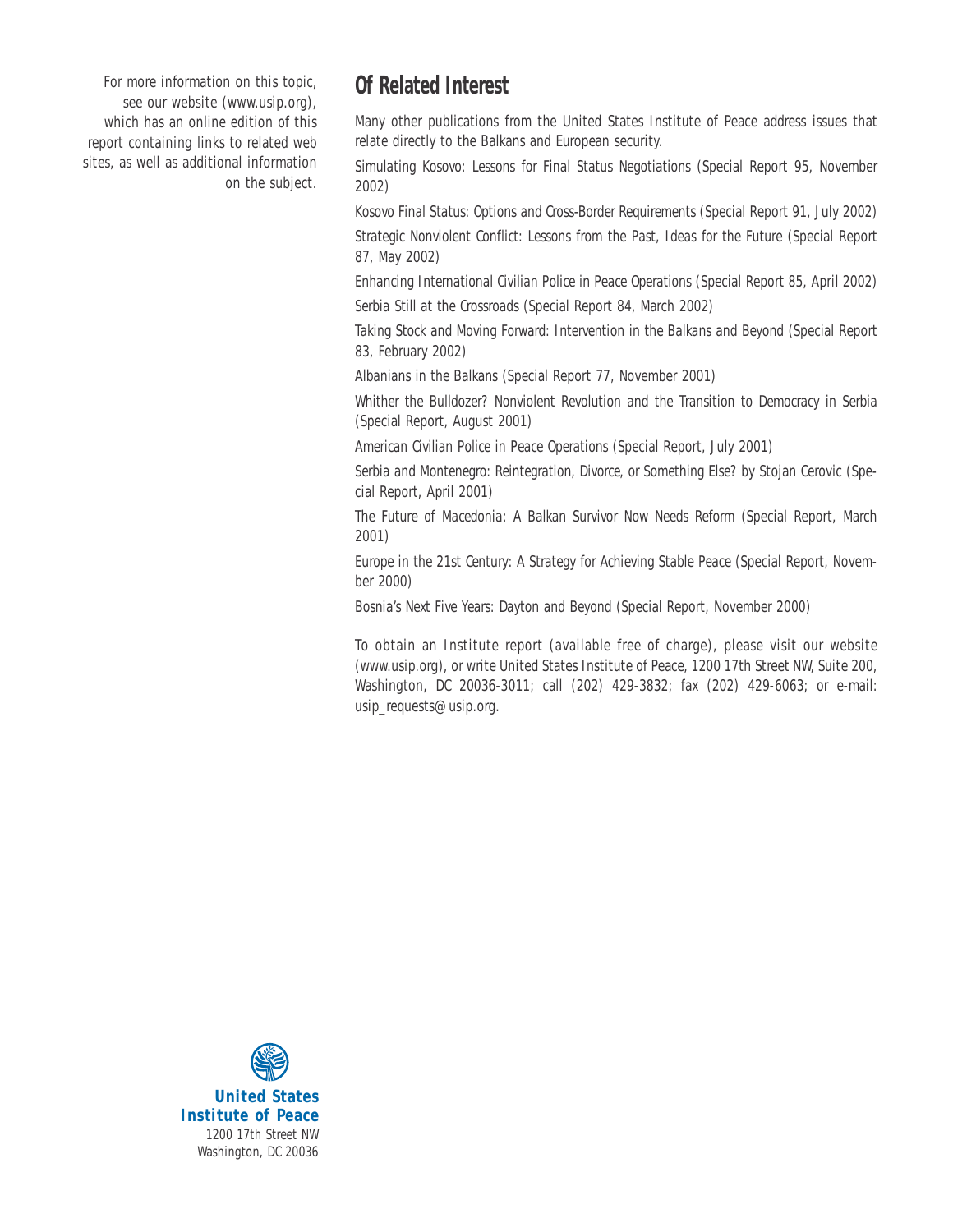For more information on this topic, see our website (www.usip.org), which has an online edition of this report containing links to related web sites, as well as additional information on the subject.

## Of Related Interest

Many other publications from the United States Institute of Peace address issues that relate directly to the Balkans and European security.

Simulating Kosovo: Lessons for Final Status Negotiations (Special Report 95, November 2002)

Kosovo Final Status: Options and Cross-Border Requirements (Special Report 91, July 2002)

Strategic Nonviolent Conflict: Lessons from the Past, Ideas for the Future (Special Report 87, May 2002)

Enhancing International Civilian Police in Peace Operations (Special Report 85, April 2002)

Serbia Still at the Crossroads (Special Report 84, March 2002)

Taking Stock and Moving Forward: Intervention in the Balkans and Beyond (Special Report 83, February 2002)

Albanians in the Balkans (Special Report 77, November 2001)

Whither the Bulldozer? Nonviolent Revolution and the Transition to Democracy in Serbia (Special Report, August 2001)

American Civilian Police in Peace Operations (Special Report, July 2001)

Serbia and Montenegro: Reintegration, Divorce, or Something Else? by Stojan Cerovic (Special Report, April 2001)

The Future of Macedonia: A Balkan Survivor Now Needs Reform (Special Report, March 2001)

Europe in the 21st Century: A Strategy for Achieving Stable Peace (Special Report, November 2000)

Bosnia's Next Five Years: Dayton and Beyond (Special Report, November 2000)

To obtain an Institute report (available free of charge), please visit our website (www.usip.org), or write United States Institute of Peace, 1200 17th Street NW, Suite 200, Washington, DC 20036-3011; call (202) 429-3832; fax (202) 429-6063; or e-mail: usip_requests@usip.org.

**United States Institute of Peace**
1200 17th Street NW
Washington, DC 20036